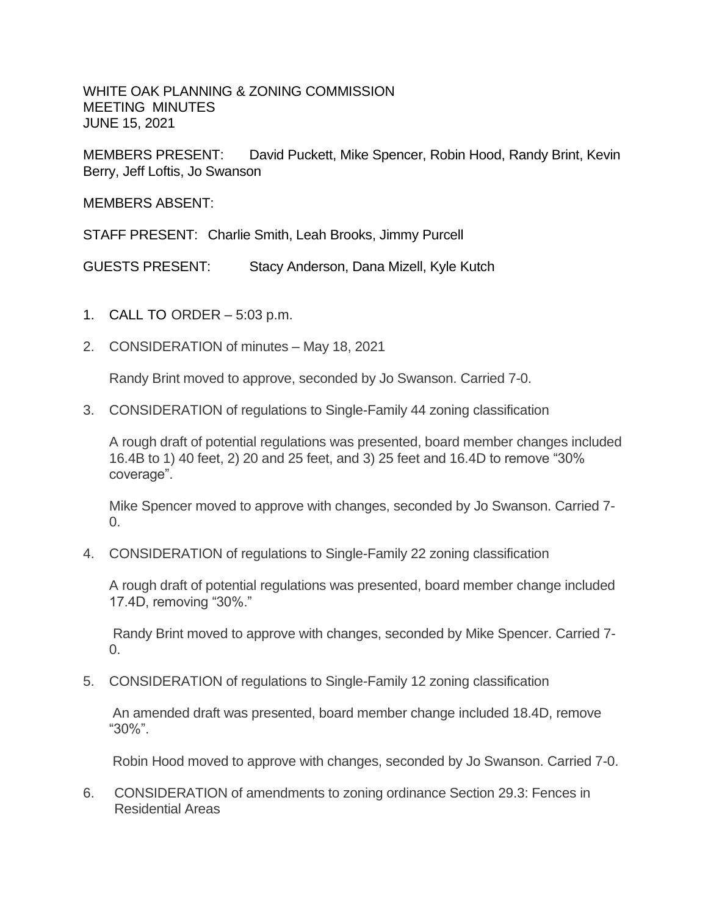WHITE OAK PLANNING & ZONING COMMISSION
MEETING MINUTES
JUNE 15, 2021

MEMBERS PRESENT: David Puckett, Mike Spencer, Robin Hood, Randy Brint, Kevin Berry, Jeff Loftis, Jo Swanson

MEMBERS ABSENT:

STAFF PRESENT: Charlie Smith, Leah Brooks, Jimmy Purcell

GUESTS PRESENT: Stacy Anderson, Dana Mizell, Kyle Kutch

1. CALL TO ORDER – 5:03 p.m.

2. CONSIDERATION of minutes – May 18, 2021

   Randy Brint moved to approve, seconded by Jo Swanson. Carried 7-0.

3. CONSIDERATION of regulations to Single-Family 44 zoning classification

   A rough draft of potential regulations was presented, board member changes included 16.4B to 1) 40 feet, 2) 20 and 25 feet, and 3) 25 feet and 16.4D to remove "30% coverage".

   Mike Spencer moved to approve with changes, seconded by Jo Swanson. Carried 7-0.

4. CONSIDERATION of regulations to Single-Family 22 zoning classification

   A rough draft of potential regulations was presented, board member change included 17.4D, removing "30%."

   Randy Brint moved to approve with changes, seconded by Mike Spencer. Carried 7-0.

5. CONSIDERATION of regulations to Single-Family 12 zoning classification

   An amended draft was presented, board member change included 18.4D, remove "30%".

   Robin Hood moved to approve with changes, seconded by Jo Swanson. Carried 7-0.

6. CONSIDERATION of amendments to zoning ordinance Section 29.3: Fences in Residential Areas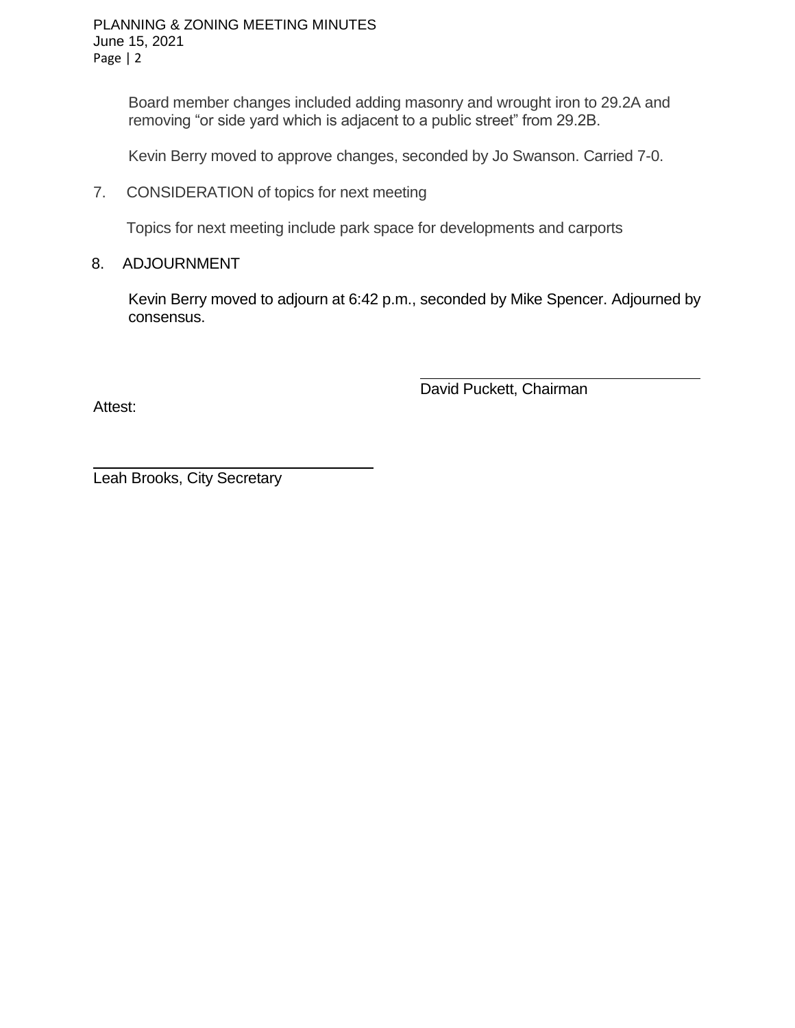Board member changes included adding masonry and wrought iron to 29.2A and removing “or side yard which is adjacent to a public street” from 29.2B.

Kevin Berry moved to approve changes, seconded by Jo Swanson. Carried 7-0.

7. CONSIDERATION of topics for next meeting

Topics for next meeting include park space for developments and carports

8. ADJOURNMENT

Kevin Berry moved to adjourn at 6:42 p.m., seconded by Mike Spencer. Adjourned by consensus.

David Puckett, Chairman

Attest:

Leah Brooks, City Secretary